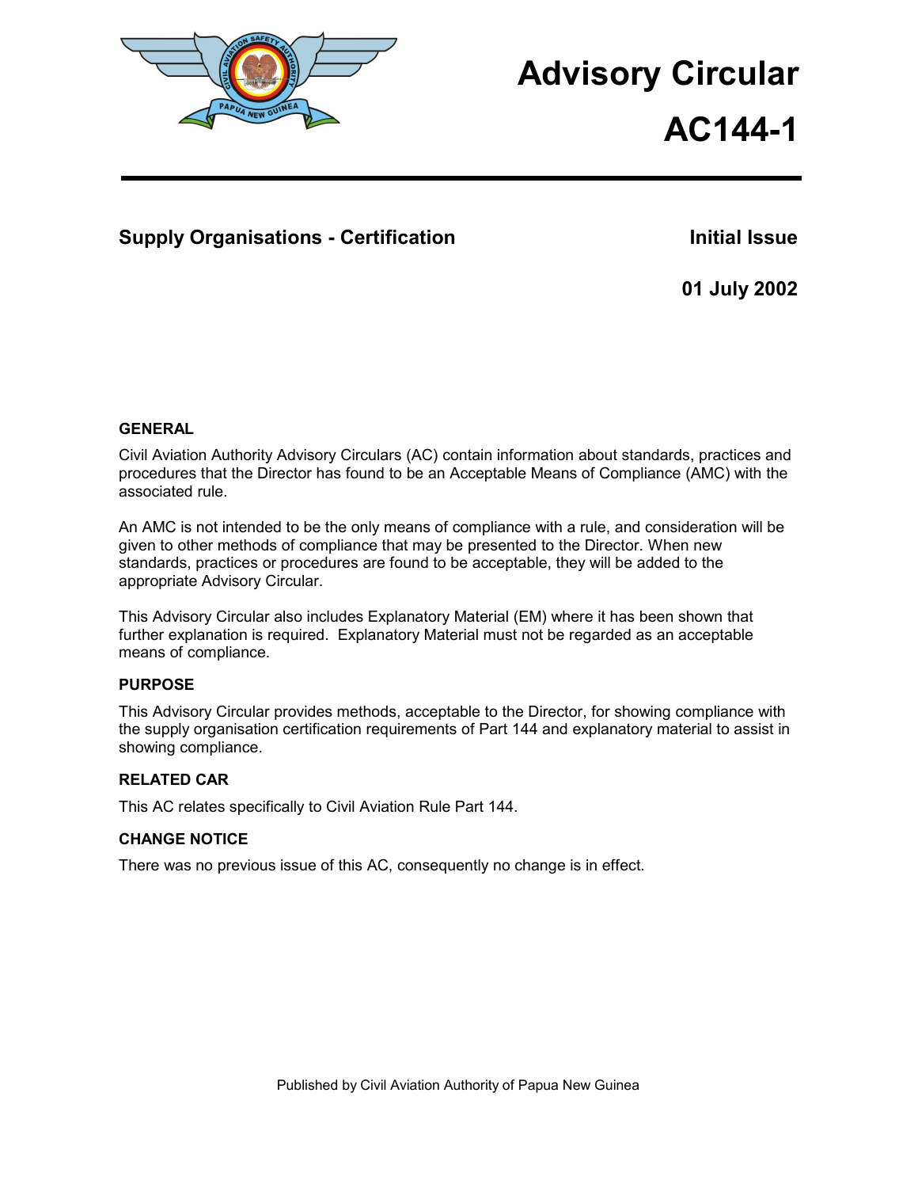# Advisory Circular

# AC144-1

## Supply Organisations - Certification

**Initial Issue**

**01 July 2002**

### GENERAL

Civil Aviation Authority Advisory Circulars (AC) contain information about standards, practices and procedures that the Director has found to be an Acceptable Means of Compliance (AMC) with the associated rule.

An AMC is not intended to be the only means of compliance with a rule, and consideration will be given to other methods of compliance that may be presented to the Director. When new standards, practices or procedures are found to be acceptable, they will be added to the appropriate Advisory Circular.

This Advisory Circular also includes Explanatory Material (EM) where it has been shown that further explanation is required. Explanatory Material must not be regarded as an acceptable means of compliance.

### PURPOSE

This Advisory Circular provides methods, acceptable to the Director, for showing compliance with the supply organisation certification requirements of Part 144 and explanatory material to assist in showing compliance.

### RELATED CAR

This AC relates specifically to Civil Aviation Rule Part 144.

### CHANGE NOTICE

There was no previous issue of this AC, consequently no change is in effect.

Published by Civil Aviation Authority of Papua New Guinea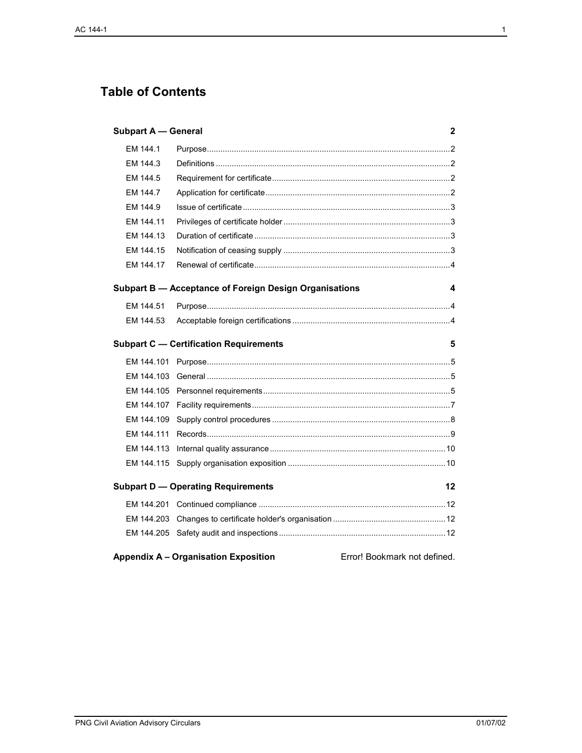# Table of Contents

**Subpart A — General** 2

| | | |
|---|---|---|
| EM 144.1 | Purpose | 2 |
| EM 144.3 | Definitions | 2 |
| EM 144.5 | Requirement for certificate | 2 |
| EM 144.7 | Application for certificate | 2 |
| EM 144.9 | Issue of certificate | 3 |
| EM 144.11 | Privileges of certificate holder | 3 |
| EM 144.13 | Duration of certificate | 3 |
| EM 144.15 | Notification of ceasing supply | 3 |
| EM 144.17 | Renewal of certificate | 4 |

**Subpart B — Acceptance of Foreign Design Organisations** 4

| | | |
|---|---|---|
| EM 144.51 | Purpose | 4 |
| EM 144.53 | Acceptable foreign certifications | 4 |

**Subpart C — Certification Requirements** 5

| | | |
|---|---|---|
| EM 144.101 | Purpose | 5 |
| EM 144.103 | General | 5 |
| EM 144.105 | Personnel requirements | 5 |
| EM 144.107 | Facility requirements | 7 |
| EM 144.109 | Supply control procedures | 8 |
| EM 144.111 | Records | 9 |
| EM 144.113 | Internal quality assurance | 10 |
| EM 144.115 | Supply organisation exposition | 10 |

**Subpart D — Operating Requirements** 12

| | | |
|---|---|---|
| EM 144.201 | Continued compliance | 12 |
| EM 144.203 | Changes to certificate holder's organisation | 12 |
| EM 144.205 | Safety audit and inspections | 12 |

**Appendix A – Organisation Exposition** Error! Bookmark not defined.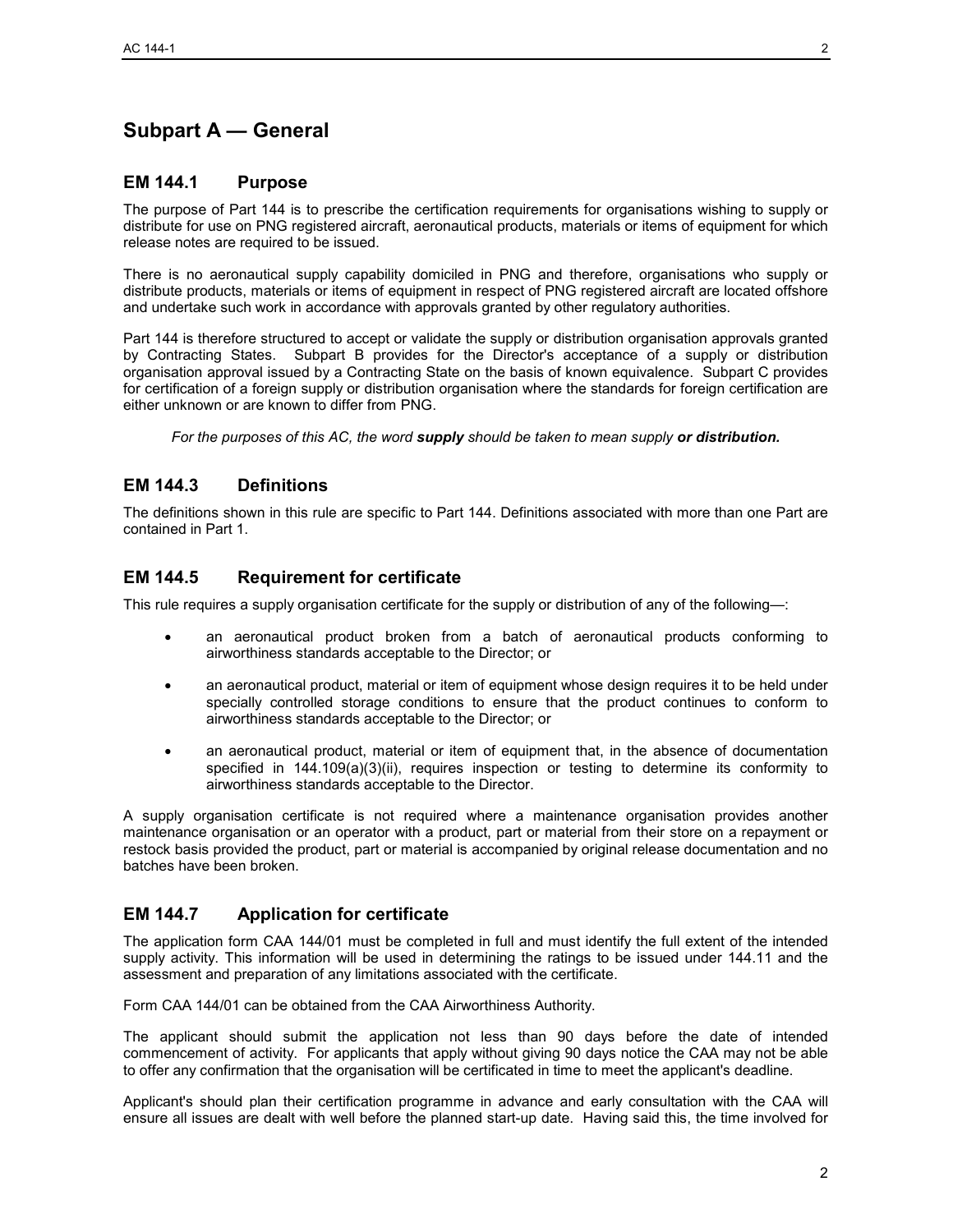# Subpart A — General

## EM 144.1 Purpose

The purpose of Part 144 is to prescribe the certification requirements for organisations wishing to supply or distribute for use on PNG registered aircraft, aeronautical products, materials or items of equipment for which release notes are required to be issued.

There is no aeronautical supply capability domiciled in PNG and therefore, organisations who supply or distribute products, materials or items of equipment in respect of PNG registered aircraft are located offshore and undertake such work in accordance with approvals granted by other regulatory authorities.

Part 144 is therefore structured to accept or validate the supply or distribution organisation approvals granted by Contracting States. Subpart B provides for the Director's acceptance of a supply or distribution organisation approval issued by a Contracting State on the basis of known equivalence. Subpart C provides for certification of a foreign supply or distribution organisation where the standards for foreign certification are either unknown or are known to differ from PNG.

*For the purposes of this AC, the word **supply** should be taken to mean supply **or distribution.***

## EM 144.3 Definitions

The definitions shown in this rule are specific to Part 144. Definitions associated with more than one Part are contained in Part 1.

## EM 144.5 Requirement for certificate

This rule requires a supply organisation certificate for the supply or distribution of any of the following—:

- an aeronautical product broken from a batch of aeronautical products conforming to airworthiness standards acceptable to the Director; or
- an aeronautical product, material or item of equipment whose design requires it to be held under specially controlled storage conditions to ensure that the product continues to conform to airworthiness standards acceptable to the Director; or
- an aeronautical product, material or item of equipment that, in the absence of documentation specified in 144.109(a)(3)(ii), requires inspection or testing to determine its conformity to airworthiness standards acceptable to the Director.

A supply organisation certificate is not required where a maintenance organisation provides another maintenance organisation or an operator with a product, part or material from their store on a repayment or restock basis provided the product, part or material is accompanied by original release documentation and no batches have been broken.

## EM 144.7 Application for certificate

The application form CAA 144/01 must be completed in full and must identify the full extent of the intended supply activity. This information will be used in determining the ratings to be issued under 144.11 and the assessment and preparation of any limitations associated with the certificate.

Form CAA 144/01 can be obtained from the CAA Airworthiness Authority.

The applicant should submit the application not less than 90 days before the date of intended commencement of activity. For applicants that apply without giving 90 days notice the CAA may not be able to offer any confirmation that the organisation will be certificated in time to meet the applicant's deadline.

Applicant's should plan their certification programme in advance and early consultation with the CAA will ensure all issues are dealt with well before the planned start-up date. Having said this, the time involved for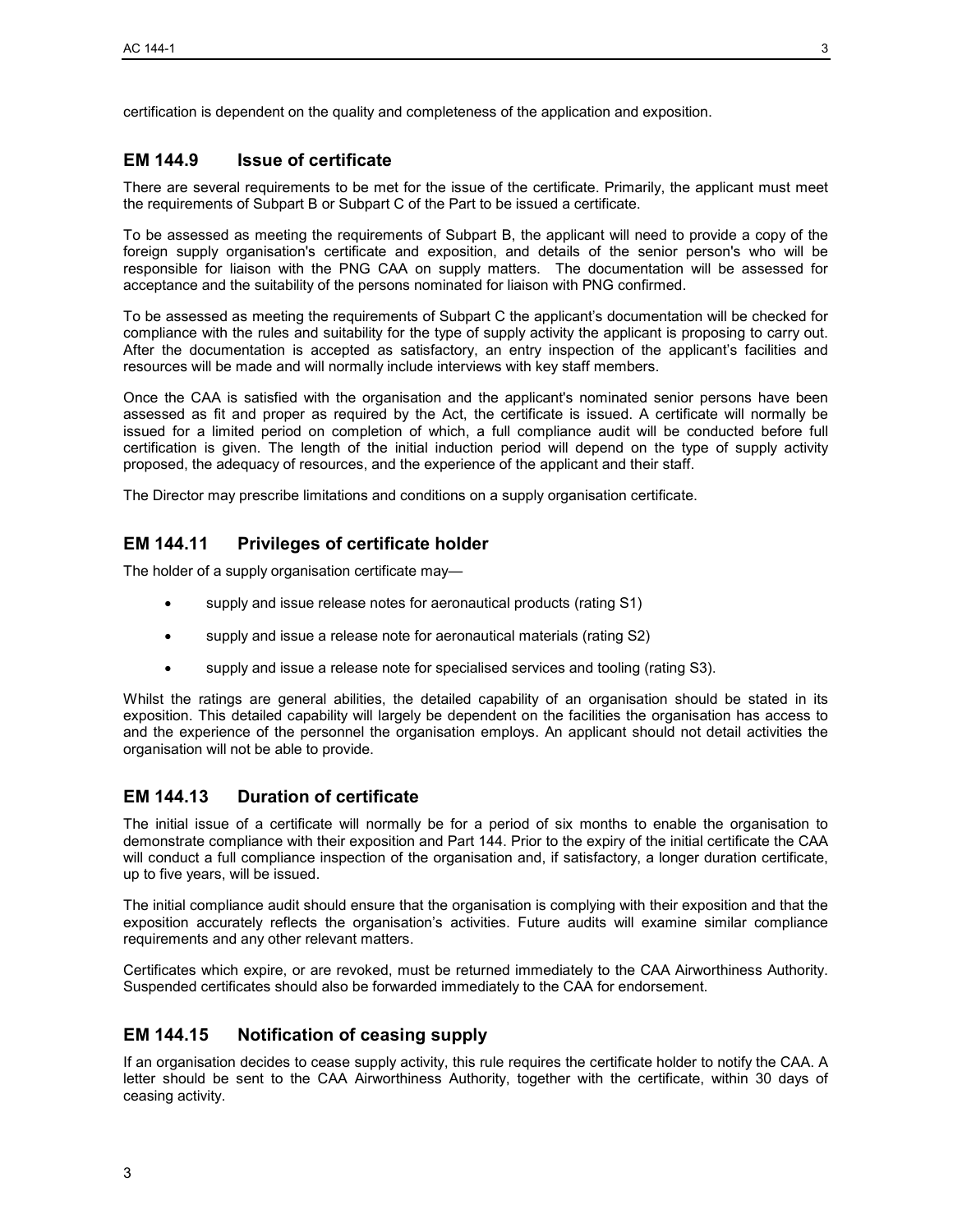certification is dependent on the quality and completeness of the application and exposition.

## EM 144.9 Issue of certificate

There are several requirements to be met for the issue of the certificate. Primarily, the applicant must meet the requirements of Subpart B or Subpart C of the Part to be issued a certificate.

To be assessed as meeting the requirements of Subpart B, the applicant will need to provide a copy of the foreign supply organisation's certificate and exposition, and details of the senior person's who will be responsible for liaison with the PNG CAA on supply matters. The documentation will be assessed for acceptance and the suitability of the persons nominated for liaison with PNG confirmed.

To be assessed as meeting the requirements of Subpart C the applicant's documentation will be checked for compliance with the rules and suitability for the type of supply activity the applicant is proposing to carry out. After the documentation is accepted as satisfactory, an entry inspection of the applicant's facilities and resources will be made and will normally include interviews with key staff members.

Once the CAA is satisfied with the organisation and the applicant's nominated senior persons have been assessed as fit and proper as required by the Act, the certificate is issued. A certificate will normally be issued for a limited period on completion of which, a full compliance audit will be conducted before full certification is given. The length of the initial induction period will depend on the type of supply activity proposed, the adequacy of resources, and the experience of the applicant and their staff.

The Director may prescribe limitations and conditions on a supply organisation certificate.

## EM 144.11 Privileges of certificate holder

The holder of a supply organisation certificate may—

- supply and issue release notes for aeronautical products (rating S1)
- supply and issue a release note for aeronautical materials (rating S2)
- supply and issue a release note for specialised services and tooling (rating S3).

Whilst the ratings are general abilities, the detailed capability of an organisation should be stated in its exposition. This detailed capability will largely be dependent on the facilities the organisation has access to and the experience of the personnel the organisation employs. An applicant should not detail activities the organisation will not be able to provide.

## EM 144.13 Duration of certificate

The initial issue of a certificate will normally be for a period of six months to enable the organisation to demonstrate compliance with their exposition and Part 144. Prior to the expiry of the initial certificate the CAA will conduct a full compliance inspection of the organisation and, if satisfactory, a longer duration certificate, up to five years, will be issued.

The initial compliance audit should ensure that the organisation is complying with their exposition and that the exposition accurately reflects the organisation's activities. Future audits will examine similar compliance requirements and any other relevant matters.

Certificates which expire, or are revoked, must be returned immediately to the CAA Airworthiness Authority. Suspended certificates should also be forwarded immediately to the CAA for endorsement.

## EM 144.15 Notification of ceasing supply

If an organisation decides to cease supply activity, this rule requires the certificate holder to notify the CAA. A letter should be sent to the CAA Airworthiness Authority, together with the certificate, within 30 days of ceasing activity.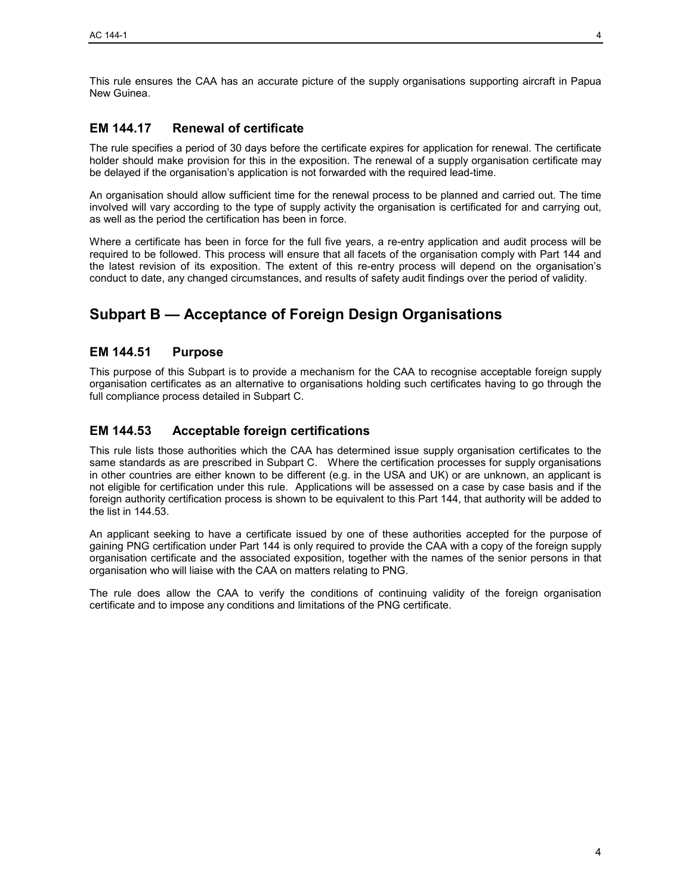This rule ensures the CAA has an accurate picture of the supply organisations supporting aircraft in Papua New Guinea.

### EM 144.17 Renewal of certificate

The rule specifies a period of 30 days before the certificate expires for application for renewal. The certificate holder should make provision for this in the exposition. The renewal of a supply organisation certificate may be delayed if the organisation's application is not forwarded with the required lead-time.

An organisation should allow sufficient time for the renewal process to be planned and carried out. The time involved will vary according to the type of supply activity the organisation is certificated for and carrying out, as well as the period the certification has been in force.

Where a certificate has been in force for the full five years, a re-entry application and audit process will be required to be followed. This process will ensure that all facets of the organisation comply with Part 144 and the latest revision of its exposition. The extent of this re-entry process will depend on the organisation's conduct to date, any changed circumstances, and results of safety audit findings over the period of validity.

## Subpart B — Acceptance of Foreign Design Organisations

### EM 144.51 Purpose

This purpose of this Subpart is to provide a mechanism for the CAA to recognise acceptable foreign supply organisation certificates as an alternative to organisations holding such certificates having to go through the full compliance process detailed in Subpart C.

### EM 144.53 Acceptable foreign certifications

This rule lists those authorities which the CAA has determined issue supply organisation certificates to the same standards as are prescribed in Subpart C. Where the certification processes for supply organisations in other countries are either known to be different (e.g. in the USA and UK) or are unknown, an applicant is not eligible for certification under this rule. Applications will be assessed on a case by case basis and if the foreign authority certification process is shown to be equivalent to this Part 144, that authority will be added to the list in 144.53.

An applicant seeking to have a certificate issued by one of these authorities accepted for the purpose of gaining PNG certification under Part 144 is only required to provide the CAA with a copy of the foreign supply organisation certificate and the associated exposition, together with the names of the senior persons in that organisation who will liaise with the CAA on matters relating to PNG.

The rule does allow the CAA to verify the conditions of continuing validity of the foreign organisation certificate and to impose any conditions and limitations of the PNG certificate.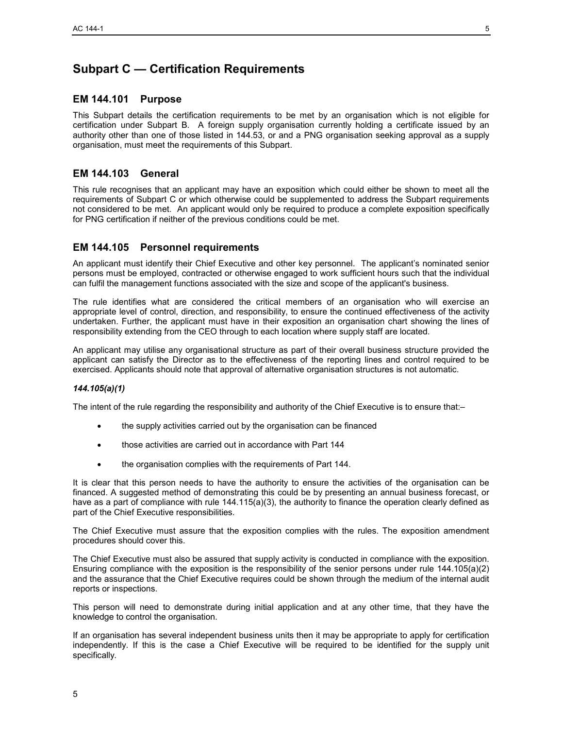# Subpart C — Certification Requirements

## EM 144.101 Purpose

This Subpart details the certification requirements to be met by an organisation which is not eligible for certification under Subpart B. A foreign supply organisation currently holding a certificate issued by an authority other than one of those listed in 144.53, or and a PNG organisation seeking approval as a supply organisation, must meet the requirements of this Subpart.

## EM 144.103 General

This rule recognises that an applicant may have an exposition which could either be shown to meet all the requirements of Subpart C or which otherwise could be supplemented to address the Subpart requirements not considered to be met. An applicant would only be required to produce a complete exposition specifically for PNG certification if neither of the previous conditions could be met.

## EM 144.105 Personnel requirements

An applicant must identify their Chief Executive and other key personnel. The applicant's nominated senior persons must be employed, contracted or otherwise engaged to work sufficient hours such that the individual can fulfil the management functions associated with the size and scope of the applicant's business.

The rule identifies what are considered the critical members of an organisation who will exercise an appropriate level of control, direction, and responsibility, to ensure the continued effectiveness of the activity undertaken. Further, the applicant must have in their exposition an organisation chart showing the lines of responsibility extending from the CEO through to each location where supply staff are located.

An applicant may utilise any organisational structure as part of their overall business structure provided the applicant can satisfy the Director as to the effectiveness of the reporting lines and control required to be exercised. Applicants should note that approval of alternative organisation structures is not automatic.

### *144.105(a)(1)*

The intent of the rule regarding the responsibility and authority of the Chief Executive is to ensure that:–

- the supply activities carried out by the organisation can be financed
- those activities are carried out in accordance with Part 144
- the organisation complies with the requirements of Part 144.

It is clear that this person needs to have the authority to ensure the activities of the organisation can be financed. A suggested method of demonstrating this could be by presenting an annual business forecast, or have as a part of compliance with rule 144.115(a)(3), the authority to finance the operation clearly defined as part of the Chief Executive responsibilities.

The Chief Executive must assure that the exposition complies with the rules. The exposition amendment procedures should cover this.

The Chief Executive must also be assured that supply activity is conducted in compliance with the exposition. Ensuring compliance with the exposition is the responsibility of the senior persons under rule 144.105(a)(2) and the assurance that the Chief Executive requires could be shown through the medium of the internal audit reports or inspections.

This person will need to demonstrate during initial application and at any other time, that they have the knowledge to control the organisation.

If an organisation has several independent business units then it may be appropriate to apply for certification independently. If this is the case a Chief Executive will be required to be identified for the supply unit specifically.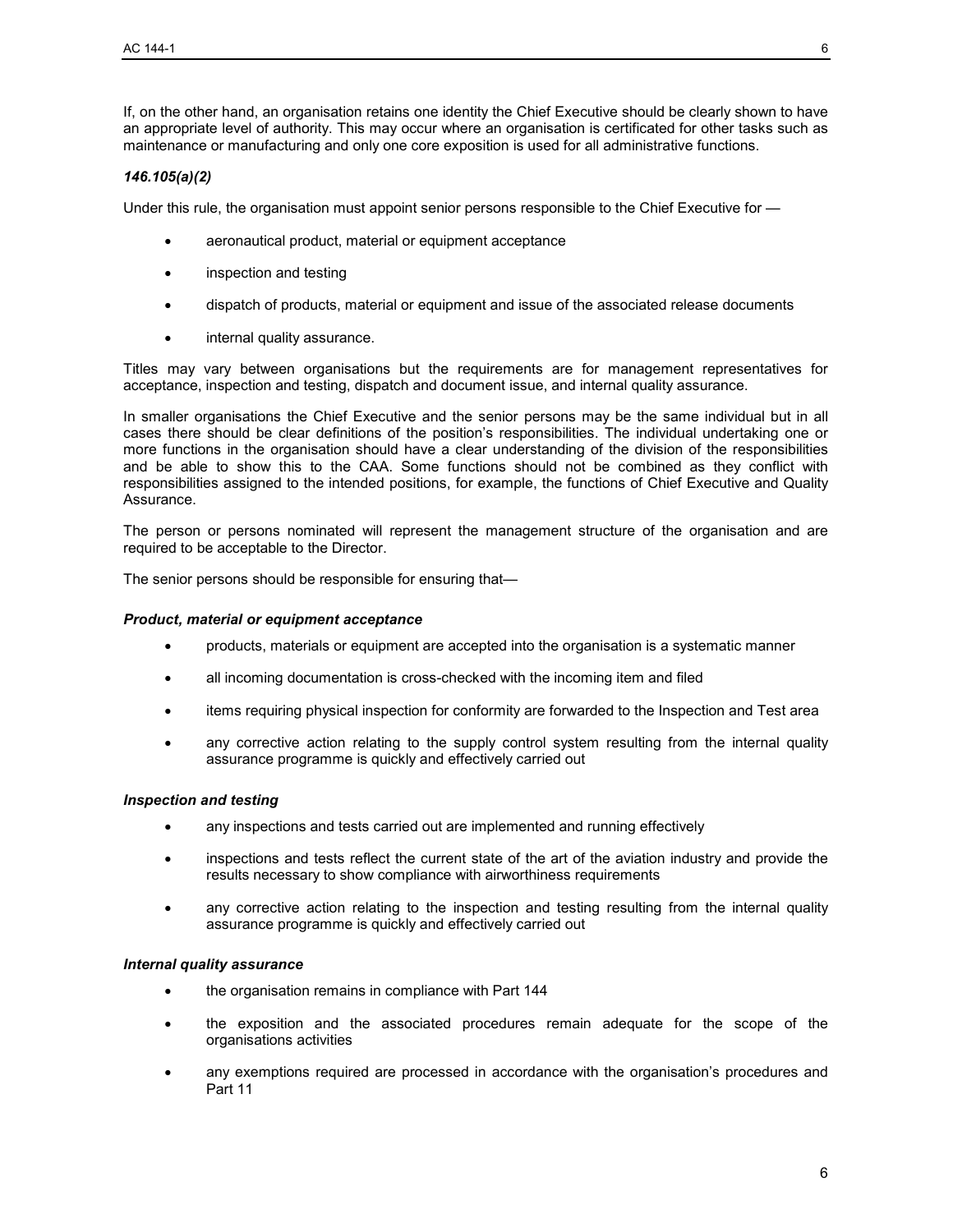If, on the other hand, an organisation retains one identity the Chief Executive should be clearly shown to have an appropriate level of authority. This may occur where an organisation is certificated for other tasks such as maintenance or manufacturing and only one core exposition is used for all administrative functions.

### *146.105(a)(2)*

Under this rule, the organisation must appoint senior persons responsible to the Chief Executive for —

- aeronautical product, material or equipment acceptance
- inspection and testing
- dispatch of products, material or equipment and issue of the associated release documents
- internal quality assurance.

Titles may vary between organisations but the requirements are for management representatives for acceptance, inspection and testing, dispatch and document issue, and internal quality assurance.

In smaller organisations the Chief Executive and the senior persons may be the same individual but in all cases there should be clear definitions of the position's responsibilities. The individual undertaking one or more functions in the organisation should have a clear understanding of the division of the responsibilities and be able to show this to the CAA. Some functions should not be combined as they conflict with responsibilities assigned to the intended positions, for example, the functions of Chief Executive and Quality Assurance.

The person or persons nominated will represent the management structure of the organisation and are required to be acceptable to the Director.

The senior persons should be responsible for ensuring that—

#### *Product, material or equipment acceptance*

- products, materials or equipment are accepted into the organisation is a systematic manner
- all incoming documentation is cross-checked with the incoming item and filed
- items requiring physical inspection for conformity are forwarded to the Inspection and Test area
- any corrective action relating to the supply control system resulting from the internal quality assurance programme is quickly and effectively carried out

#### *Inspection and testing*

- any inspections and tests carried out are implemented and running effectively
- inspections and tests reflect the current state of the art of the aviation industry and provide the results necessary to show compliance with airworthiness requirements
- any corrective action relating to the inspection and testing resulting from the internal quality assurance programme is quickly and effectively carried out

#### *Internal quality assurance*

- the organisation remains in compliance with Part 144
- the exposition and the associated procedures remain adequate for the scope of the organisations activities
- any exemptions required are processed in accordance with the organisation's procedures and Part 11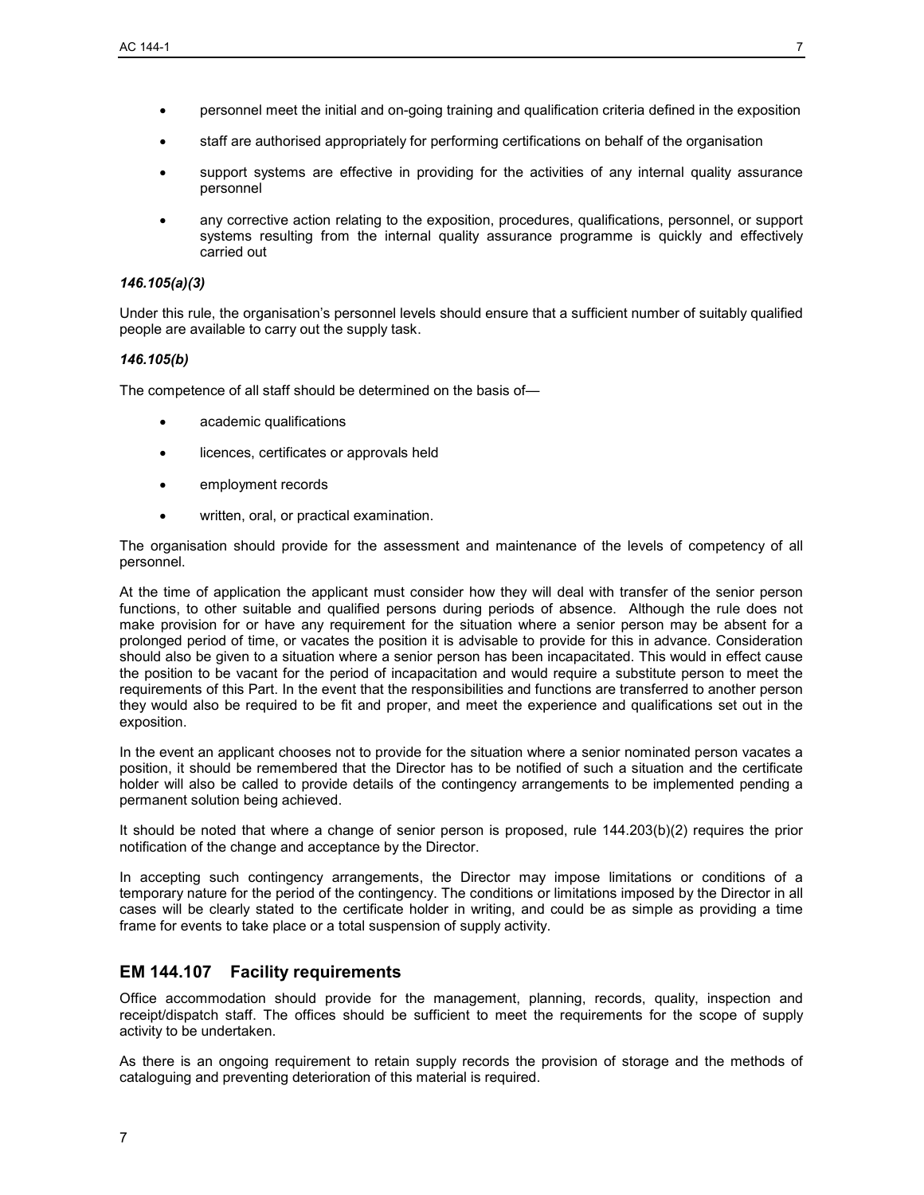- personnel meet the initial and on-going training and qualification criteria defined in the exposition
- staff are authorised appropriately for performing certifications on behalf of the organisation
- support systems are effective in providing for the activities of any internal quality assurance personnel
- any corrective action relating to the exposition, procedures, qualifications, personnel, or support systems resulting from the internal quality assurance programme is quickly and effectively carried out

***146.105(a)(3)***

Under this rule, the organisation's personnel levels should ensure that a sufficient number of suitably qualified people are available to carry out the supply task.

***146.105(b)***

The competence of all staff should be determined on the basis of—

- academic qualifications
- licences, certificates or approvals held
- employment records
- written, oral, or practical examination.

The organisation should provide for the assessment and maintenance of the levels of competency of all personnel.

At the time of application the applicant must consider how they will deal with transfer of the senior person functions, to other suitable and qualified persons during periods of absence. Although the rule does not make provision for or have any requirement for the situation where a senior person may be absent for a prolonged period of time, or vacates the position it is advisable to provide for this in advance. Consideration should also be given to a situation where a senior person has been incapacitated. This would in effect cause the position to be vacant for the period of incapacitation and would require a substitute person to meet the requirements of this Part. In the event that the responsibilities and functions are transferred to another person they would also be required to be fit and proper, and meet the experience and qualifications set out in the exposition.

In the event an applicant chooses not to provide for the situation where a senior nominated person vacates a position, it should be remembered that the Director has to be notified of such a situation and the certificate holder will also be called to provide details of the contingency arrangements to be implemented pending a permanent solution being achieved.

It should be noted that where a change of senior person is proposed, rule 144.203(b)(2) requires the prior notification of the change and acceptance by the Director.

In accepting such contingency arrangements, the Director may impose limitations or conditions of a temporary nature for the period of the contingency. The conditions or limitations imposed by the Director in all cases will be clearly stated to the certificate holder in writing, and could be as simple as providing a time frame for events to take place or a total suspension of supply activity.

## EM 144.107 Facility requirements

Office accommodation should provide for the management, planning, records, quality, inspection and receipt/dispatch staff. The offices should be sufficient to meet the requirements for the scope of supply activity to be undertaken.

As there is an ongoing requirement to retain supply records the provision of storage and the methods of cataloguing and preventing deterioration of this material is required.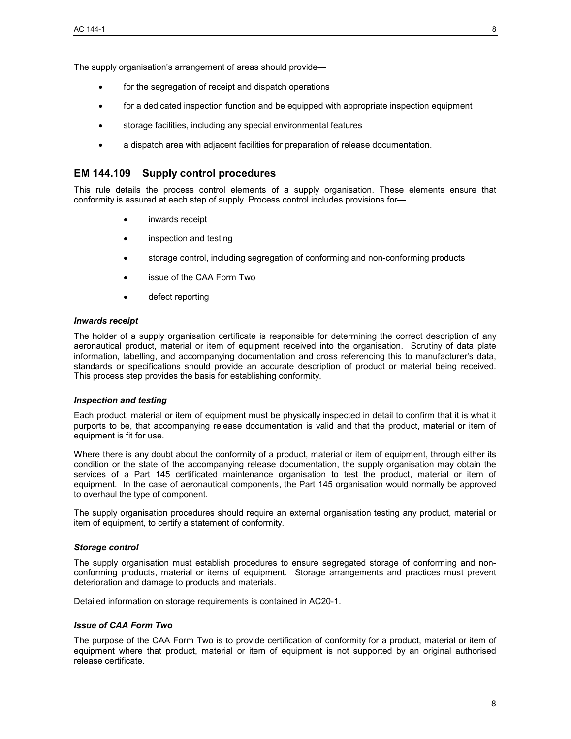The supply organisation's arrangement of areas should provide—

- for the segregation of receipt and dispatch operations
- for a dedicated inspection function and be equipped with appropriate inspection equipment
- storage facilities, including any special environmental features
- a dispatch area with adjacent facilities for preparation of release documentation.

## EM 144.109 Supply control procedures

This rule details the process control elements of a supply organisation. These elements ensure that conformity is assured at each step of supply. Process control includes provisions for—

- inwards receipt
- inspection and testing
- storage control, including segregation of conforming and non-conforming products
- issue of the CAA Form Two
- defect reporting

### *Inwards receipt*

The holder of a supply organisation certificate is responsible for determining the correct description of any aeronautical product, material or item of equipment received into the organisation. Scrutiny of data plate information, labelling, and accompanying documentation and cross referencing this to manufacturer's data, standards or specifications should provide an accurate description of product or material being received. This process step provides the basis for establishing conformity.

### *Inspection and testing*

Each product, material or item of equipment must be physically inspected in detail to confirm that it is what it purports to be, that accompanying release documentation is valid and that the product, material or item of equipment is fit for use.

Where there is any doubt about the conformity of a product, material or item of equipment, through either its condition or the state of the accompanying release documentation, the supply organisation may obtain the services of a Part 145 certificated maintenance organisation to test the product, material or item of equipment. In the case of aeronautical components, the Part 145 organisation would normally be approved to overhaul the type of component.

The supply organisation procedures should require an external organisation testing any product, material or item of equipment, to certify a statement of conformity.

### *Storage control*

The supply organisation must establish procedures to ensure segregated storage of conforming and non-conforming products, material or items of equipment. Storage arrangements and practices must prevent deterioration and damage to products and materials.

Detailed information on storage requirements is contained in AC20-1.

### *Issue of CAA Form Two*

The purpose of the CAA Form Two is to provide certification of conformity for a product, material or item of equipment where that product, material or item of equipment is not supported by an original authorised release certificate.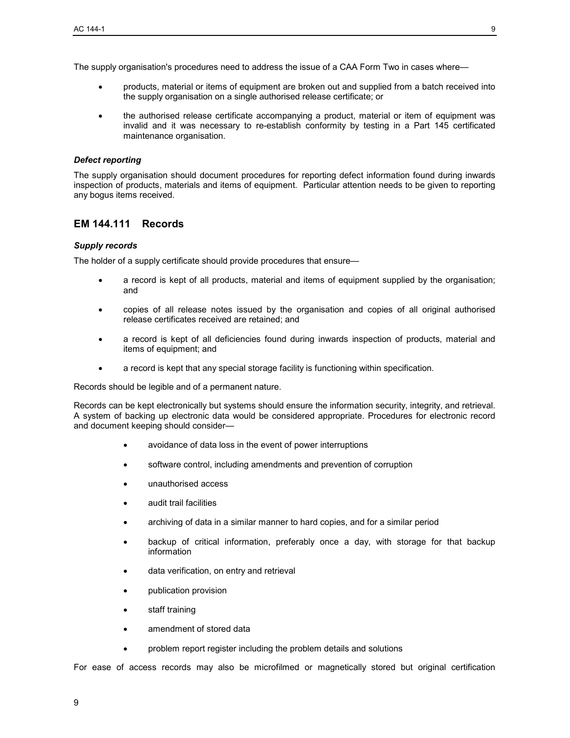The supply organisation's procedures need to address the issue of a CAA Form Two in cases where—

- products, material or items of equipment are broken out and supplied from a batch received into the supply organisation on a single authorised release certificate; or
- the authorised release certificate accompanying a product, material or item of equipment was invalid and it was necessary to re-establish conformity by testing in a Part 145 certificated maintenance organisation.

***Defect reporting***

The supply organisation should document procedures for reporting defect information found during inwards inspection of products, materials and items of equipment. Particular attention needs to be given to reporting any bogus items received.

## EM 144.111 Records

***Supply records***

The holder of a supply certificate should provide procedures that ensure—

- a record is kept of all products, material and items of equipment supplied by the organisation; and
- copies of all release notes issued by the organisation and copies of all original authorised release certificates received are retained; and
- a record is kept of all deficiencies found during inwards inspection of products, material and items of equipment; and
- a record is kept that any special storage facility is functioning within specification.

Records should be legible and of a permanent nature.

Records can be kept electronically but systems should ensure the information security, integrity, and retrieval. A system of backing up electronic data would be considered appropriate. Procedures for electronic record and document keeping should consider—

- avoidance of data loss in the event of power interruptions
- software control, including amendments and prevention of corruption
- unauthorised access
- audit trail facilities
- archiving of data in a similar manner to hard copies, and for a similar period
- backup of critical information, preferably once a day, with storage for that backup information
- data verification, on entry and retrieval
- publication provision
- staff training
- amendment of stored data
- problem report register including the problem details and solutions

For ease of access records may also be microfilmed or magnetically stored but original certification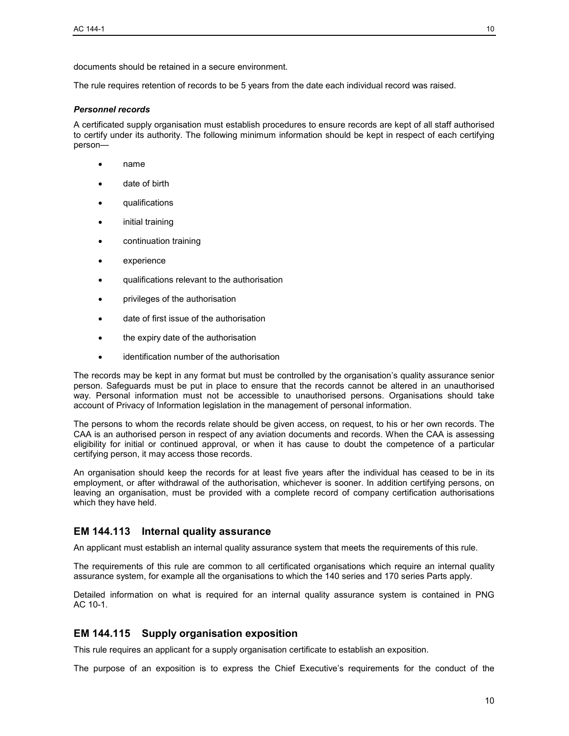documents should be retained in a secure environment.

The rule requires retention of records to be 5 years from the date each individual record was raised.

***Personnel records***

A certificated supply organisation must establish procedures to ensure records are kept of all staff authorised to certify under its authority. The following minimum information should be kept in respect of each certifying person—

- name
- date of birth
- qualifications
- initial training
- continuation training
- experience
- qualifications relevant to the authorisation
- privileges of the authorisation
- date of first issue of the authorisation
- the expiry date of the authorisation
- identification number of the authorisation

The records may be kept in any format but must be controlled by the organisation's quality assurance senior person. Safeguards must be put in place to ensure that the records cannot be altered in an unauthorised way. Personal information must not be accessible to unauthorised persons. Organisations should take account of Privacy of Information legislation in the management of personal information.

The persons to whom the records relate should be given access, on request, to his or her own records. The CAA is an authorised person in respect of any aviation documents and records. When the CAA is assessing eligibility for initial or continued approval, or when it has cause to doubt the competence of a particular certifying person, it may access those records.

An organisation should keep the records for at least five years after the individual has ceased to be in its employment, or after withdrawal of the authorisation, whichever is sooner. In addition certifying persons, on leaving an organisation, must be provided with a complete record of company certification authorisations which they have held.

## EM 144.113 Internal quality assurance

An applicant must establish an internal quality assurance system that meets the requirements of this rule.

The requirements of this rule are common to all certificated organisations which require an internal quality assurance system, for example all the organisations to which the 140 series and 170 series Parts apply.

Detailed information on what is required for an internal quality assurance system is contained in PNG AC 10-1.

## EM 144.115 Supply organisation exposition

This rule requires an applicant for a supply organisation certificate to establish an exposition.

The purpose of an exposition is to express the Chief Executive's requirements for the conduct of the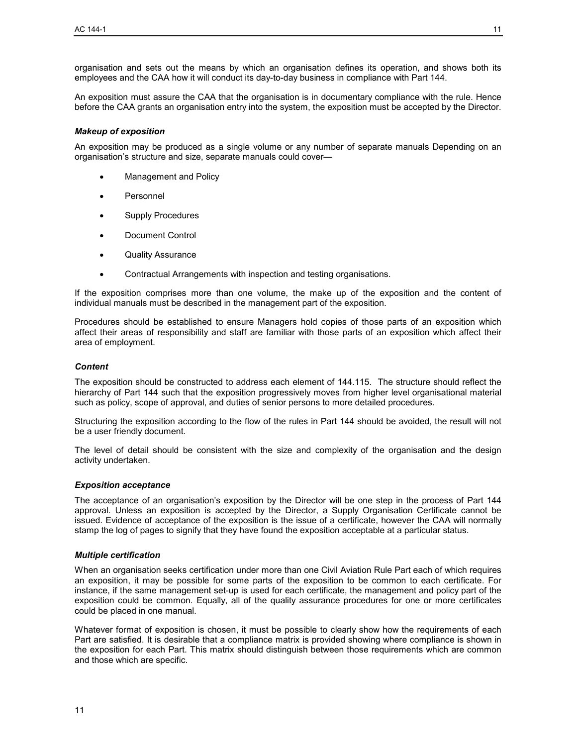organisation and sets out the means by which an organisation defines its operation, and shows both its employees and the CAA how it will conduct its day-to-day business in compliance with Part 144.

An exposition must assure the CAA that the organisation is in documentary compliance with the rule. Hence before the CAA grants an organisation entry into the system, the exposition must be accepted by the Director.

### *Makeup of exposition*

An exposition may be produced as a single volume or any number of separate manuals Depending on an organisation's structure and size, separate manuals could cover—

- Management and Policy
- Personnel
- Supply Procedures
- Document Control
- Quality Assurance
- Contractual Arrangements with inspection and testing organisations.

If the exposition comprises more than one volume, the make up of the exposition and the content of individual manuals must be described in the management part of the exposition.

Procedures should be established to ensure Managers hold copies of those parts of an exposition which affect their areas of responsibility and staff are familiar with those parts of an exposition which affect their area of employment.

### *Content*

The exposition should be constructed to address each element of 144.115. The structure should reflect the hierarchy of Part 144 such that the exposition progressively moves from higher level organisational material such as policy, scope of approval, and duties of senior persons to more detailed procedures.

Structuring the exposition according to the flow of the rules in Part 144 should be avoided, the result will not be a user friendly document.

The level of detail should be consistent with the size and complexity of the organisation and the design activity undertaken.

### *Exposition acceptance*

The acceptance of an organisation's exposition by the Director will be one step in the process of Part 144 approval. Unless an exposition is accepted by the Director, a Supply Organisation Certificate cannot be issued. Evidence of acceptance of the exposition is the issue of a certificate, however the CAA will normally stamp the log of pages to signify that they have found the exposition acceptable at a particular status.

### *Multiple certification*

When an organisation seeks certification under more than one Civil Aviation Rule Part each of which requires an exposition, it may be possible for some parts of the exposition to be common to each certificate. For instance, if the same management set-up is used for each certificate, the management and policy part of the exposition could be common. Equally, all of the quality assurance procedures for one or more certificates could be placed in one manual.

Whatever format of exposition is chosen, it must be possible to clearly show how the requirements of each Part are satisfied. It is desirable that a compliance matrix is provided showing where compliance is shown in the exposition for each Part. This matrix should distinguish between those requirements which are common and those which are specific.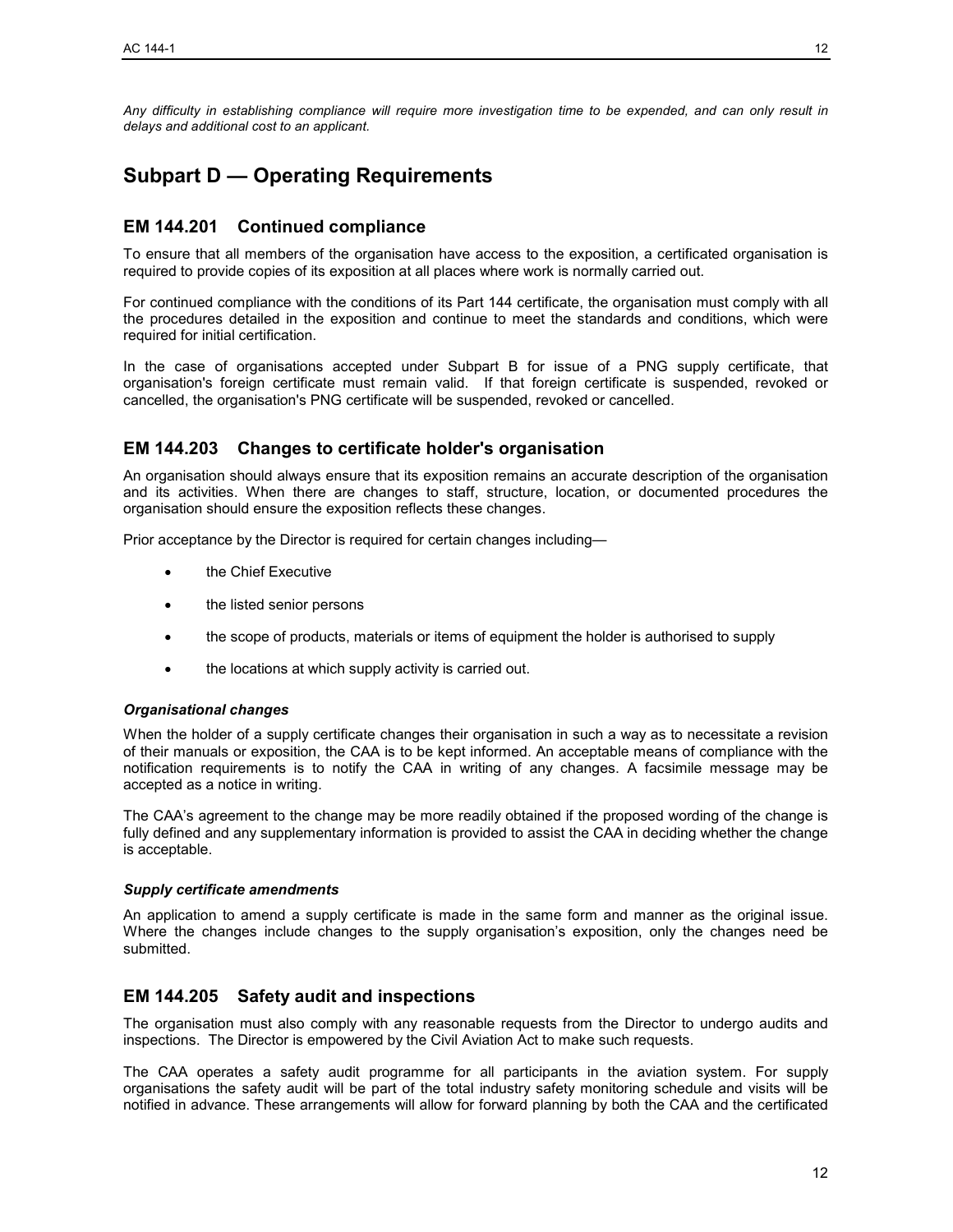*Any difficulty in establishing compliance will require more investigation time to be expended, and can only result in delays and additional cost to an applicant.*

# Subpart D — Operating Requirements

## EM 144.201 Continued compliance

To ensure that all members of the organisation have access to the exposition, a certificated organisation is required to provide copies of its exposition at all places where work is normally carried out.

For continued compliance with the conditions of its Part 144 certificate, the organisation must comply with all the procedures detailed in the exposition and continue to meet the standards and conditions, which were required for initial certification.

In the case of organisations accepted under Subpart B for issue of a PNG supply certificate, that organisation's foreign certificate must remain valid. If that foreign certificate is suspended, revoked or cancelled, the organisation's PNG certificate will be suspended, revoked or cancelled.

## EM 144.203 Changes to certificate holder's organisation

An organisation should always ensure that its exposition remains an accurate description of the organisation and its activities. When there are changes to staff, structure, location, or documented procedures the organisation should ensure the exposition reflects these changes.

Prior acceptance by the Director is required for certain changes including—

- the Chief Executive
- the listed senior persons
- the scope of products, materials or items of equipment the holder is authorised to supply
- the locations at which supply activity is carried out.

#### *Organisational changes*

When the holder of a supply certificate changes their organisation in such a way as to necessitate a revision of their manuals or exposition, the CAA is to be kept informed. An acceptable means of compliance with the notification requirements is to notify the CAA in writing of any changes. A facsimile message may be accepted as a notice in writing.

The CAA's agreement to the change may be more readily obtained if the proposed wording of the change is fully defined and any supplementary information is provided to assist the CAA in deciding whether the change is acceptable.

#### *Supply certificate amendments*

An application to amend a supply certificate is made in the same form and manner as the original issue. Where the changes include changes to the supply organisation's exposition, only the changes need be submitted.

## EM 144.205 Safety audit and inspections

The organisation must also comply with any reasonable requests from the Director to undergo audits and inspections. The Director is empowered by the Civil Aviation Act to make such requests.

The CAA operates a safety audit programme for all participants in the aviation system. For supply organisations the safety audit will be part of the total industry safety monitoring schedule and visits will be notified in advance. These arrangements will allow for forward planning by both the CAA and the certificated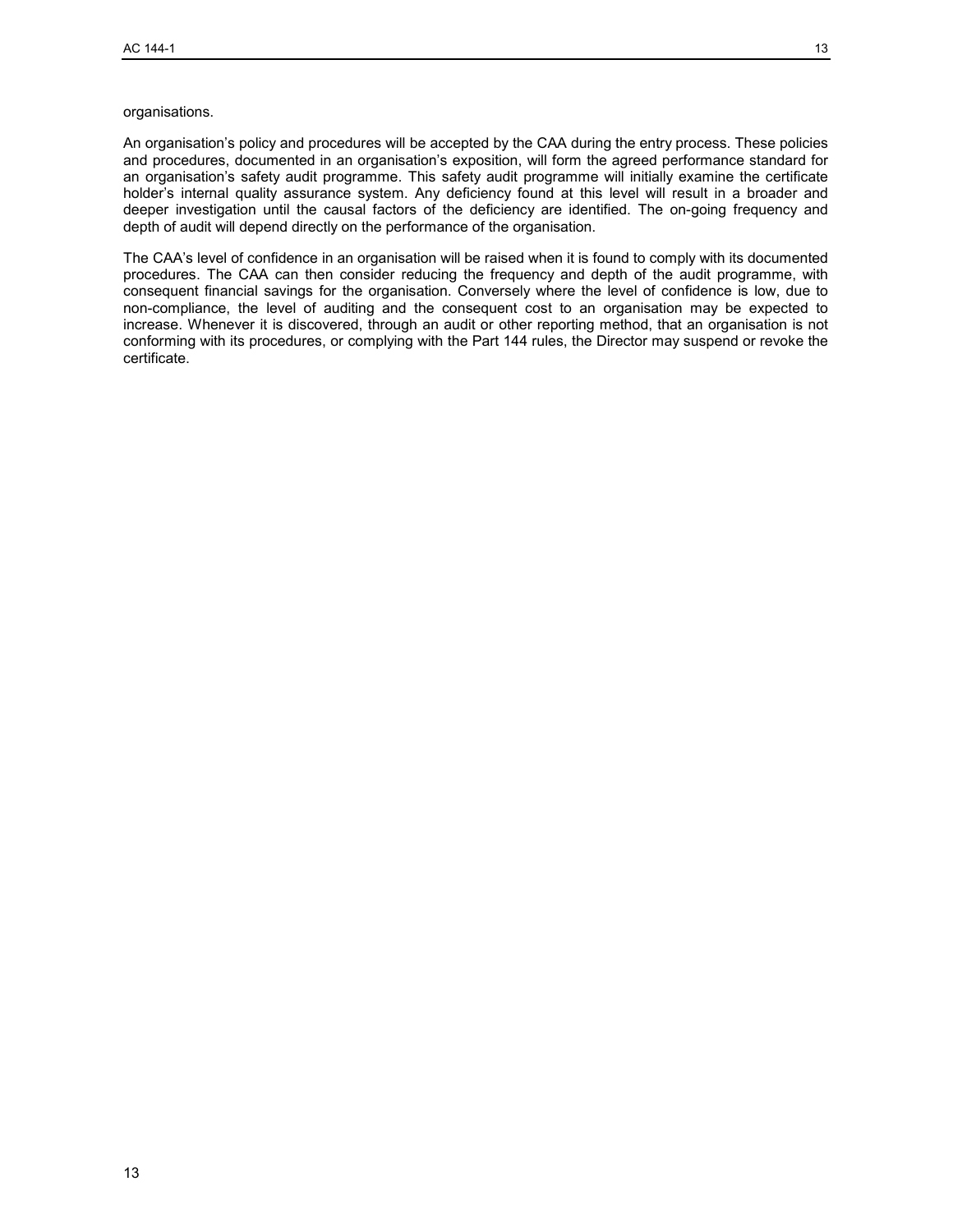organisations.

An organisation's policy and procedures will be accepted by the CAA during the entry process. These policies and procedures, documented in an organisation's exposition, will form the agreed performance standard for an organisation's safety audit programme. This safety audit programme will initially examine the certificate holder's internal quality assurance system. Any deficiency found at this level will result in a broader and deeper investigation until the causal factors of the deficiency are identified. The on-going frequency and depth of audit will depend directly on the performance of the organisation.

The CAA's level of confidence in an organisation will be raised when it is found to comply with its documented procedures. The CAA can then consider reducing the frequency and depth of the audit programme, with consequent financial savings for the organisation. Conversely where the level of confidence is low, due to non-compliance, the level of auditing and the consequent cost to an organisation may be expected to increase. Whenever it is discovered, through an audit or other reporting method, that an organisation is not conforming with its procedures, or complying with the Part 144 rules, the Director may suspend or revoke the certificate.